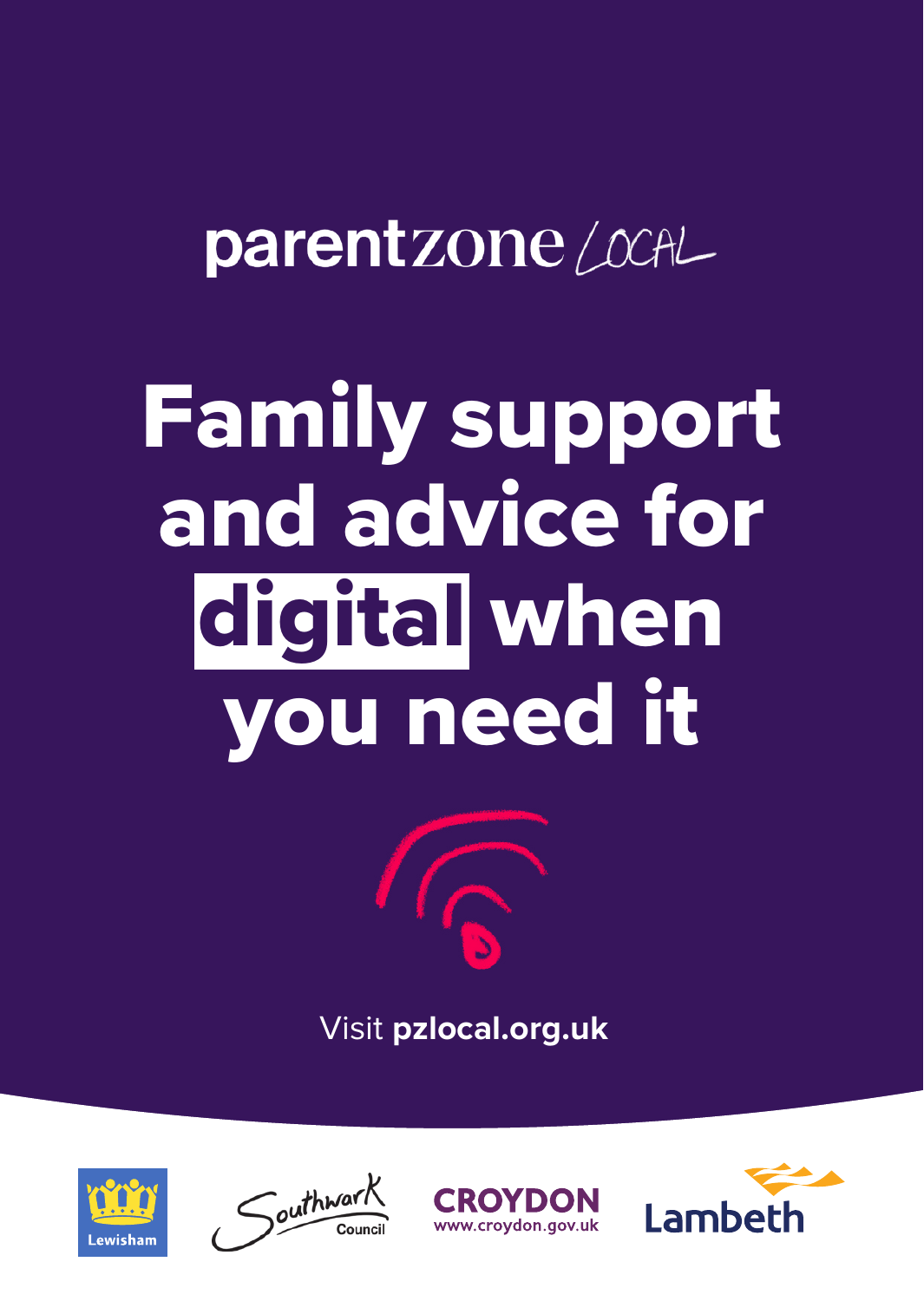parentzone LOCAL

# Family support and advice for digital when you need it

Visit **pzlocal.org.uk**

Lewisham

Southwark Council

CROYDON
www.croydon.gov.uk

Lambeth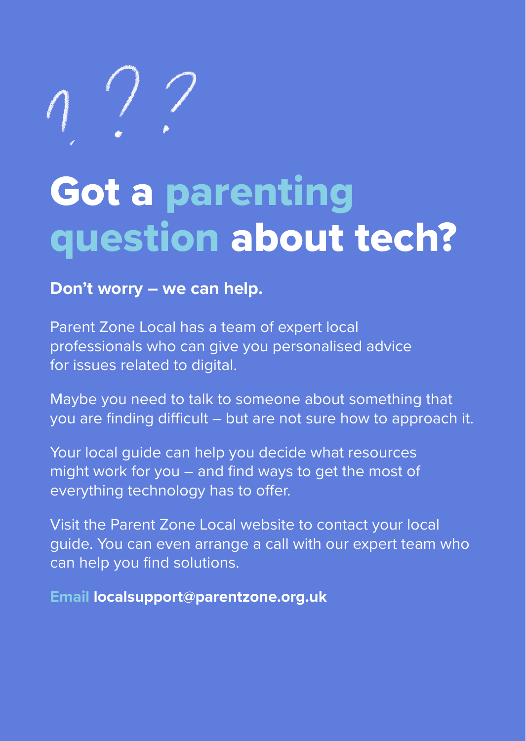# Got a parenting question about tech?

**Don't worry – we can help.**

Parent Zone Local has a team of expert local professionals who can give you personalised advice for issues related to digital.

Maybe you need to talk to someone about something that you are finding difficult – but are not sure how to approach it.

Your local guide can help you decide what resources might work for you – and find ways to get the most of everything technology has to offer.

Visit the Parent Zone Local website to contact your local guide. You can even arrange a call with our expert team who can help you find solutions.

Email **localsupport@parentzone.org.uk**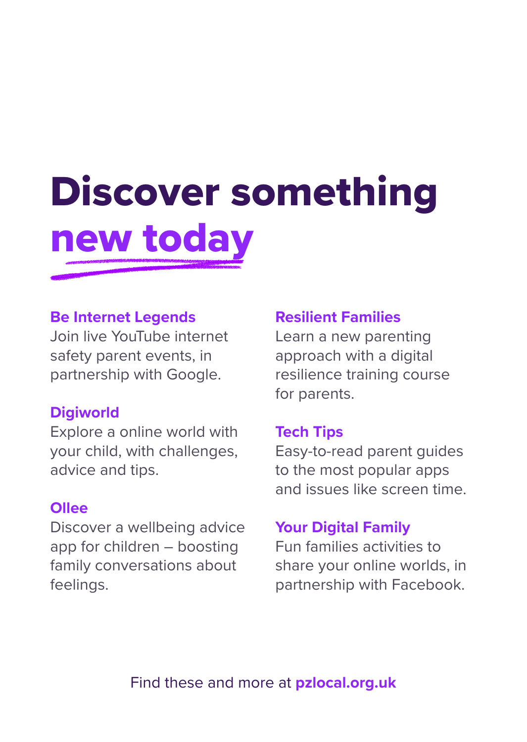# Discover something new today

### Be Internet Legends

Join live YouTube internet safety parent events, in partnership with Google.

### Digiworld

Explore a online world with your child, with challenges, advice and tips.

### Ollee

Discover a wellbeing advice app for children – boosting family conversations about feelings.

### Resilient Families

Learn a new parenting approach with a digital resilience training course for parents.

### Tech Tips

Easy-to-read parent guides to the most popular apps and issues like screen time.

### Your Digital Family

Fun families activities to share your online worlds, in partnership with Facebook.

Find these and more at **pzlocal.org.uk**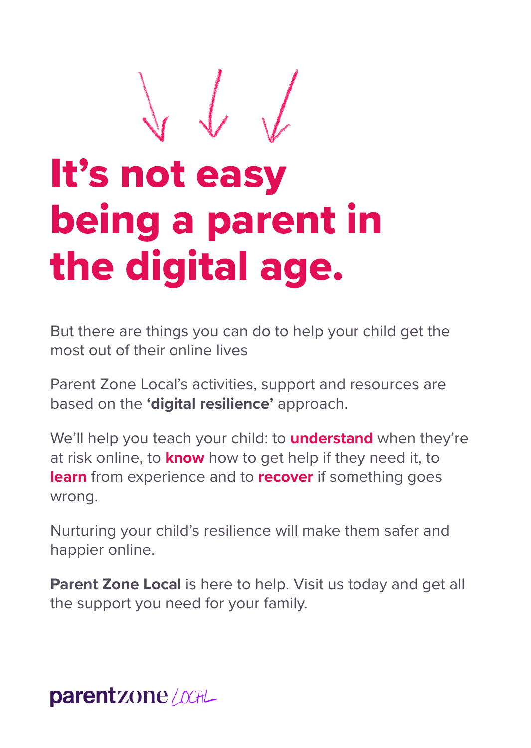# It's not easy being a parent in the digital age.

But there are things you can do to help your child get the most out of their online lives

Parent Zone Local's activities, support and resources are based on the **'digital resilience'** approach.

We'll help you teach your child: to **understand** when they're at risk online, to **know** how to get help if they need it, to **learn** from experience and to **recover** if something goes wrong.

Nurturing your child's resilience will make them safer and happier online.

**Parent Zone Local** is here to help. Visit us today and get all the support you need for your family.

parentzone LOCAL